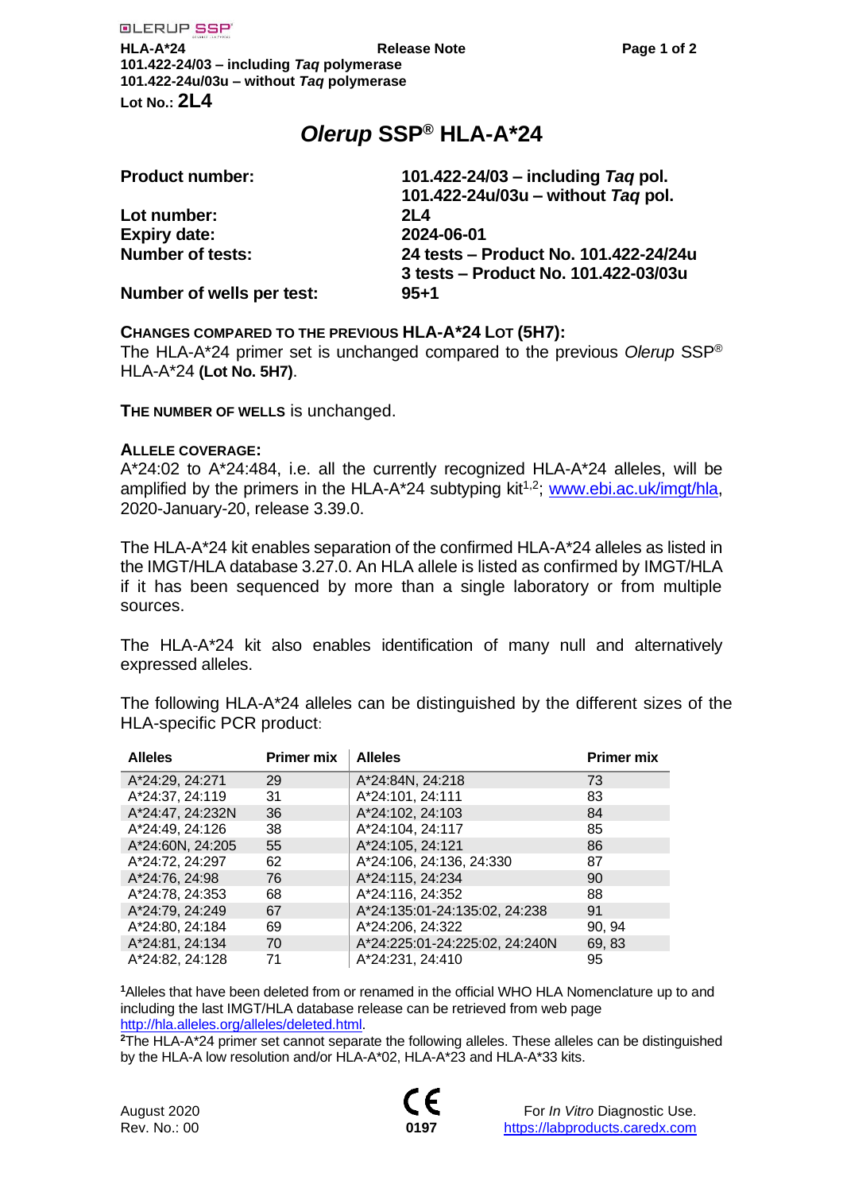# *Olerup* SSP® HLA-A*24

| | |
|---|---|
| **Product number:** | **101.422-24/03 – including *Taq* pol.**<br>**101.422-24u/03u – without *Taq* pol.** |
| **Lot number:** | **2L4** |
| **Expiry date:** | **2024-06-01** |
| **Number of tests:** | **24 tests – Product No. 101.422-24/24u**<br>**3 tests – Product No. 101.422-03/03u** |
| **Number of wells per test:** | **95+1** |

**CHANGES COMPARED TO THE PREVIOUS HLA-A*24 LOT (5H7):**
The HLA-A*24 primer set is unchanged compared to the previous *Olerup* SSP® HLA-A*24 **(Lot No. 5H7)**.

**THE NUMBER OF WELLS** is unchanged.

**ALLELE COVERAGE:**
A*24:02 to A*24:484, i.e. all the currently recognized HLA-A*24 alleles, will be amplified by the primers in the HLA-A*24 subtyping kit[1,2]; www.ebi.ac.uk/imgt/hla, 2020-January-20, release 3.39.0.

The HLA-A*24 kit enables separation of the confirmed HLA-A*24 alleles as listed in the IMGT/HLA database 3.27.0. An HLA allele is listed as confirmed by IMGT/HLA if it has been sequenced by more than a single laboratory or from multiple sources.

The HLA-A*24 kit also enables identification of many null and alternatively expressed alleles.

The following HLA-A*24 alleles can be distinguished by the different sizes of the HLA-specific PCR product:

| Alleles | Primer mix | Alleles | Primer mix |
|---|---|---|---|
| A*24:29, 24:271 | 29 | A*24:84N, 24:218 | 73 |
| A*24:37, 24:119 | 31 | A*24:101, 24:111 | 83 |
| A*24:47, 24:232N | 36 | A*24:102, 24:103 | 84 |
| A*24:49, 24:126 | 38 | A*24:104, 24:117 | 85 |
| A*24:60N, 24:205 | 55 | A*24:105, 24:121 | 86 |
| A*24:72, 24:297 | 62 | A*24:106, 24:136, 24:330 | 87 |
| A*24:76, 24:98 | 76 | A*24:115, 24:234 | 90 |
| A*24:78, 24:353 | 68 | A*24:116, 24:352 | 88 |
| A*24:79, 24:249 | 67 | A*24:135:01-24:135:02, 24:238 | 91 |
| A*24:80, 24:184 | 69 | A*24:206, 24:322 | 90, 94 |
| A*24:81, 24:134 | 70 | A*24:225:01-24:225:02, 24:240N | 69, 83 |
| A*24:82, 24:128 | 71 | A*24:231, 24:410 | 95 |

[1]Alleles that have been deleted from or renamed in the official WHO HLA Nomenclature up to and including the last IMGT/HLA database release can be retrieved from web page http://hla.alleles.org/alleles/deleted.html.
[2]The HLA-A*24 primer set cannot separate the following alleles. These alleles can be distinguished by the HLA-A low resolution and/or HLA-A*02, HLA-A*23 and HLA-A*33 kits.

August 2020
Rev. No.: 00

0197

For *In Vitro* Diagnostic Use.
https://labproducts.caredx.com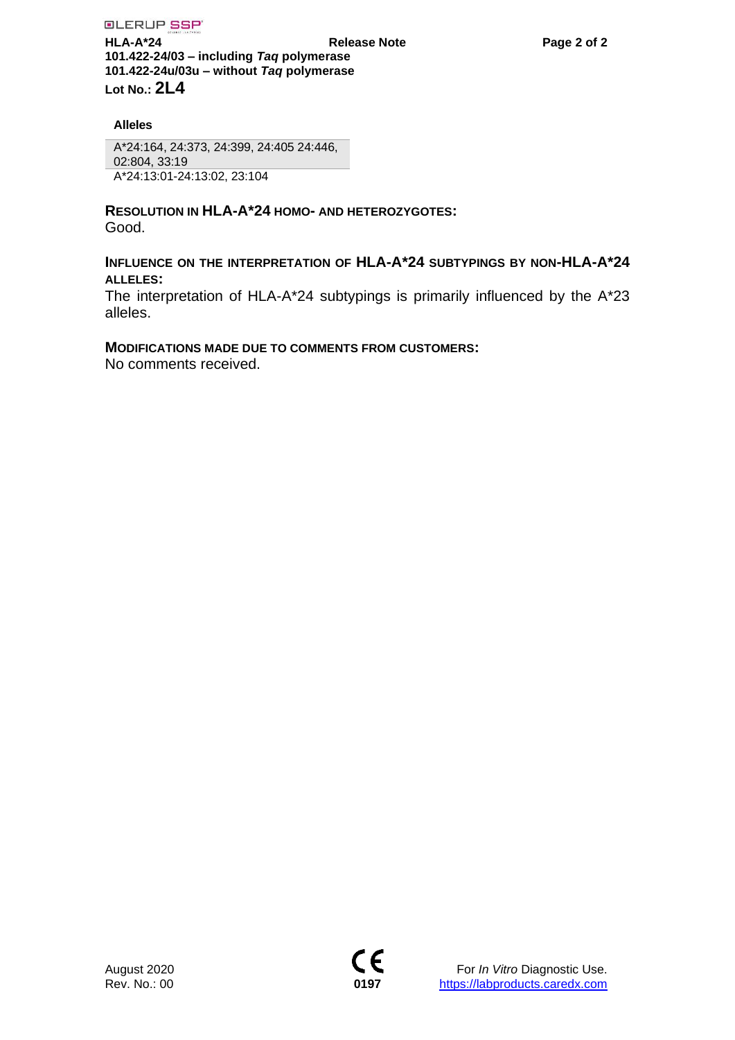**Alleles**

| |
|---|
| A*24:164, 24:373, 24:399, 24:405 24:446, 02:804, 33:19 |
| A*24:13:01-24:13:02, 23:104 |

**RESOLUTION IN HLA-A*24 HOMO- AND HETEROZYGOTES:**

Good.

**INFLUENCE ON THE INTERPRETATION OF HLA-A*24 SUBTYPINGS BY NON-HLA-A*24 ALLELES:**

The interpretation of HLA-A*24 subtypings is primarily influenced by the A*23 alleles.

**MODIFICATIONS MADE DUE TO COMMENTS FROM CUSTOMERS:**

No comments received.